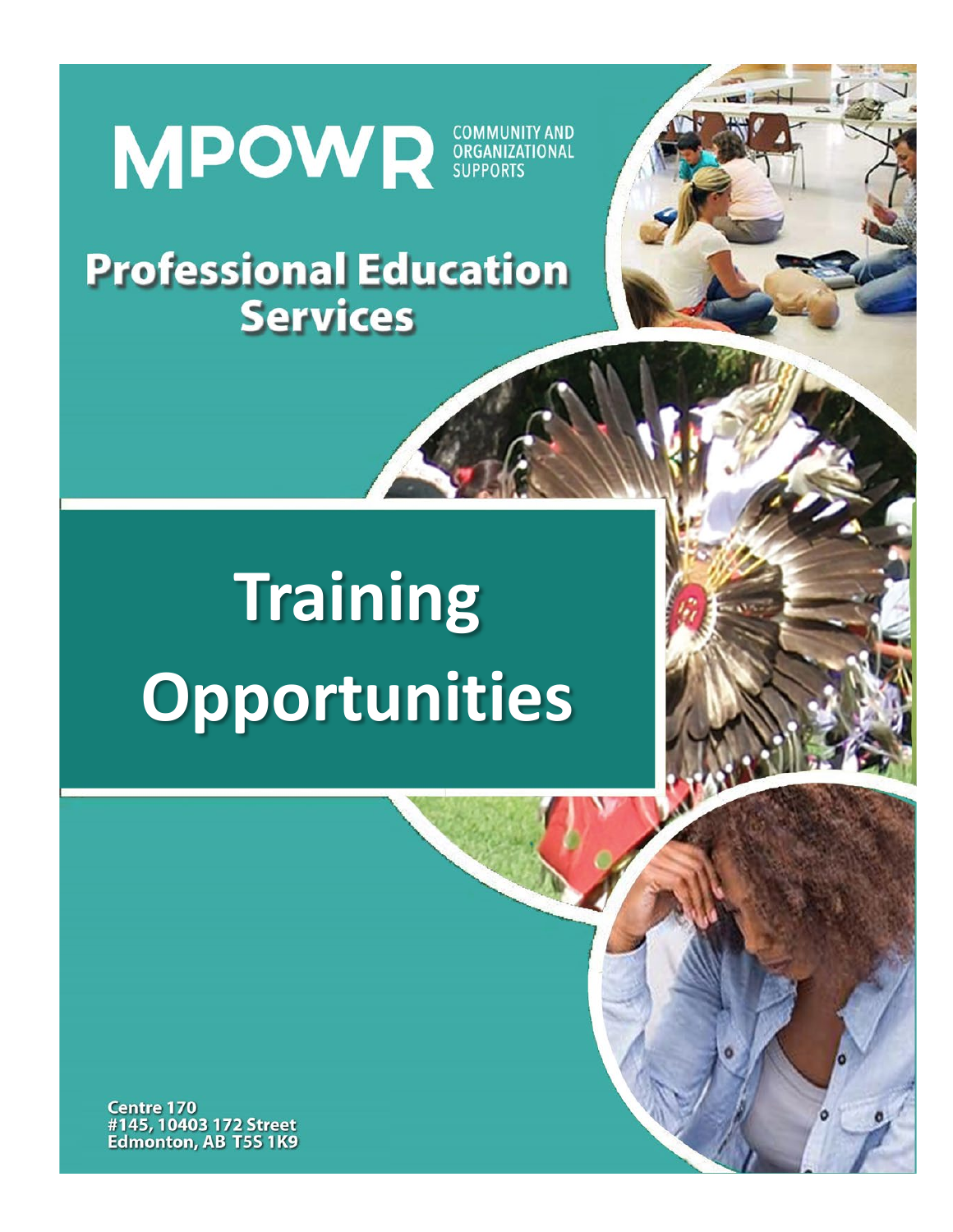# MPOWR

COMMUNITY AND ORGANIZATIONAL SUPPORTS

## Professional Education Services

# Training Opportunities

Centre 170
#145, 10403 172 Street
Edmonton, AB T5S 1K9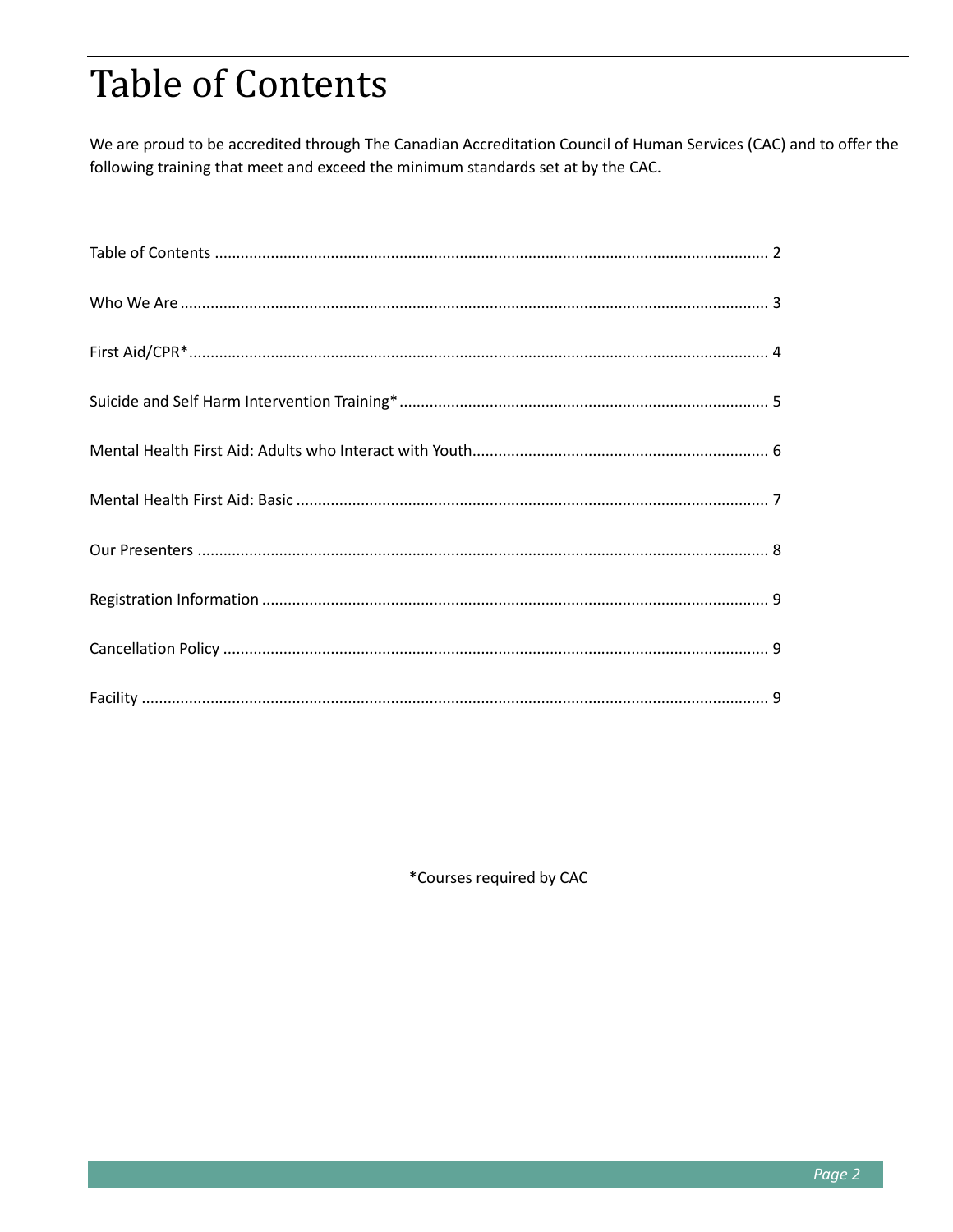# Table of Contents

We are proud to be accredited through The Canadian Accreditation Council of Human Services (CAC) and to offer the following training that meet and exceed the minimum standards set at by the CAC.

Table of Contents ............................................................ 2

Who We Are ............................................................ 3

First Aid/CPR* ............................................................ 4

Suicide and Self Harm Intervention Training* ............................................................ 5

Mental Health First Aid: Adults who Interact with Youth ............................................................ 6

Mental Health First Aid: Basic ............................................................ 7

Our Presenters ............................................................ 8

Registration Information ............................................................ 9

Cancellation Policy ............................................................ 9

Facility ............................................................ 9

*Courses required by CAC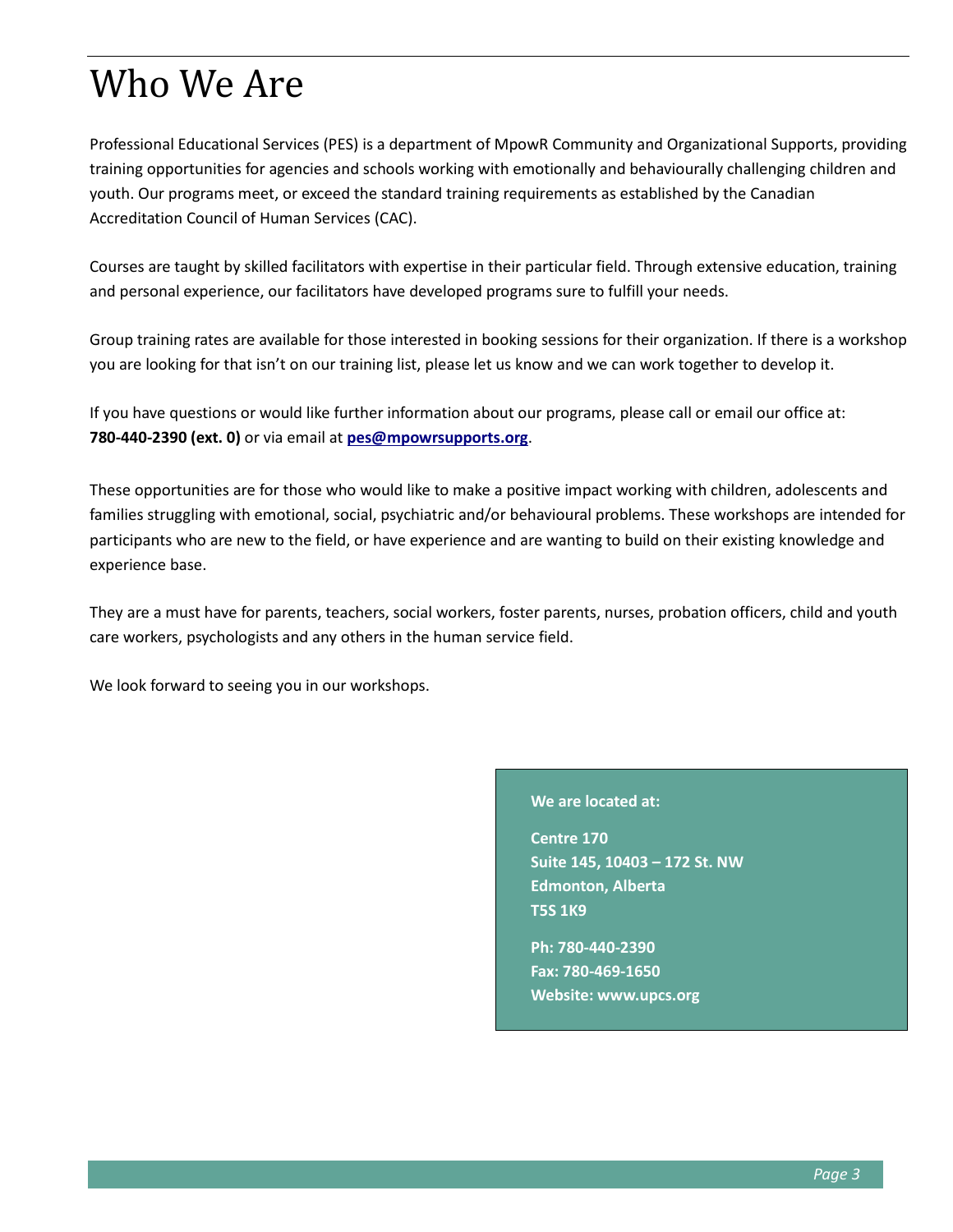# Who We Are

Professional Educational Services (PES) is a department of MpowR Community and Organizational Supports, providing training opportunities for agencies and schools working with emotionally and behaviourally challenging children and youth. Our programs meet, or exceed the standard training requirements as established by the Canadian Accreditation Council of Human Services (CAC).

Courses are taught by skilled facilitators with expertise in their particular field. Through extensive education, training and personal experience, our facilitators have developed programs sure to fulfill your needs.

Group training rates are available for those interested in booking sessions for their organization. If there is a workshop you are looking for that isn't on our training list, please let us know and we can work together to develop it.

If you have questions or would like further information about our programs, please call or email our office at: **780-440-2390 (ext. 0)** or via email at **pes@mpowrsupports.org**.

These opportunities are for those who would like to make a positive impact working with children, adolescents and families struggling with emotional, social, psychiatric and/or behavioural problems. These workshops are intended for participants who are new to the field, or have experience and are wanting to build on their existing knowledge and experience base.

They are a must have for parents, teachers, social workers, foster parents, nurses, probation officers, child and youth care workers, psychologists and any others in the human service field.

We look forward to seeing you in our workshops.

**We are located at:**

**Centre 170**
**Suite 145, 10403 – 172 St. NW**
**Edmonton, Alberta**
**T5S 1K9**

**Ph: 780-440-2390**
**Fax: 780-469-1650**
**Website: www.upcs.org**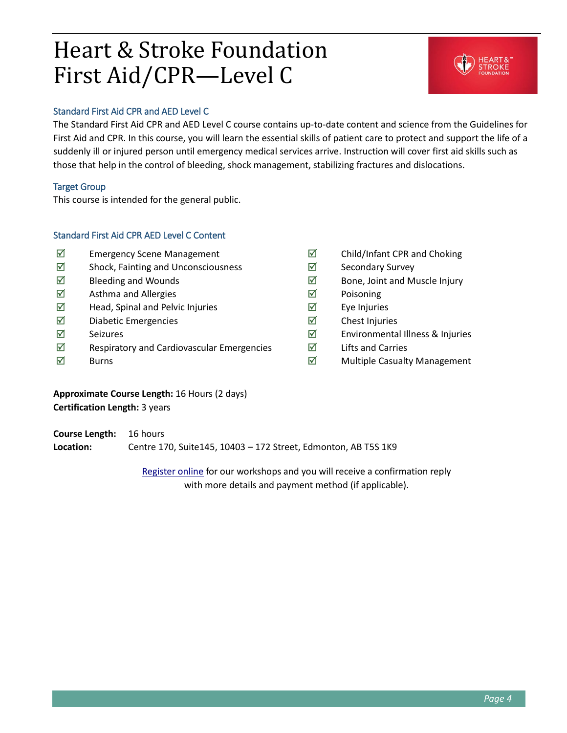# Heart & Stroke Foundation First Aid/CPR—Level C

## Standard First Aid CPR and AED Level C

The Standard First Aid CPR and AED Level C course contains up-to-date content and science from the Guidelines for First Aid and CPR. In this course, you will learn the essential skills of patient care to protect and support the life of a suddenly ill or injured person until emergency medical services arrive. Instruction will cover first aid skills such as those that help in the control of bleeding, shock management, stabilizing fractures and dislocations.

## Target Group

This course is intended for the general public.

## Standard First Aid CPR AED Level C Content

- ☑ Emergency Scene Management
- ☑ Shock, Fainting and Unconsciousness
- ☑ Bleeding and Wounds
- ☑ Asthma and Allergies
- ☑ Head, Spinal and Pelvic Injuries
- ☑ Diabetic Emergencies
- ☑ Seizures
- ☑ Respiratory and Cardiovascular Emergencies
- ☑ Burns
- ☑ Child/Infant CPR and Choking
- ☑ Secondary Survey
- ☑ Bone, Joint and Muscle Injury
- ☑ Poisoning
- ☑ Eye Injuries
- ☑ Chest Injuries
- ☑ Environmental Illness & Injuries
- ☑ Lifts and Carries
- ☑ Multiple Casualty Management

**Approximate Course Length:** 16 Hours (2 days)
**Certification Length:** 3 years

**Course Length:** 16 hours
**Location:** Centre 170, Suite145, 10403 – 172 Street, Edmonton, AB T5S 1K9

Register online for our workshops and you will receive a confirmation reply with more details and payment method (if applicable).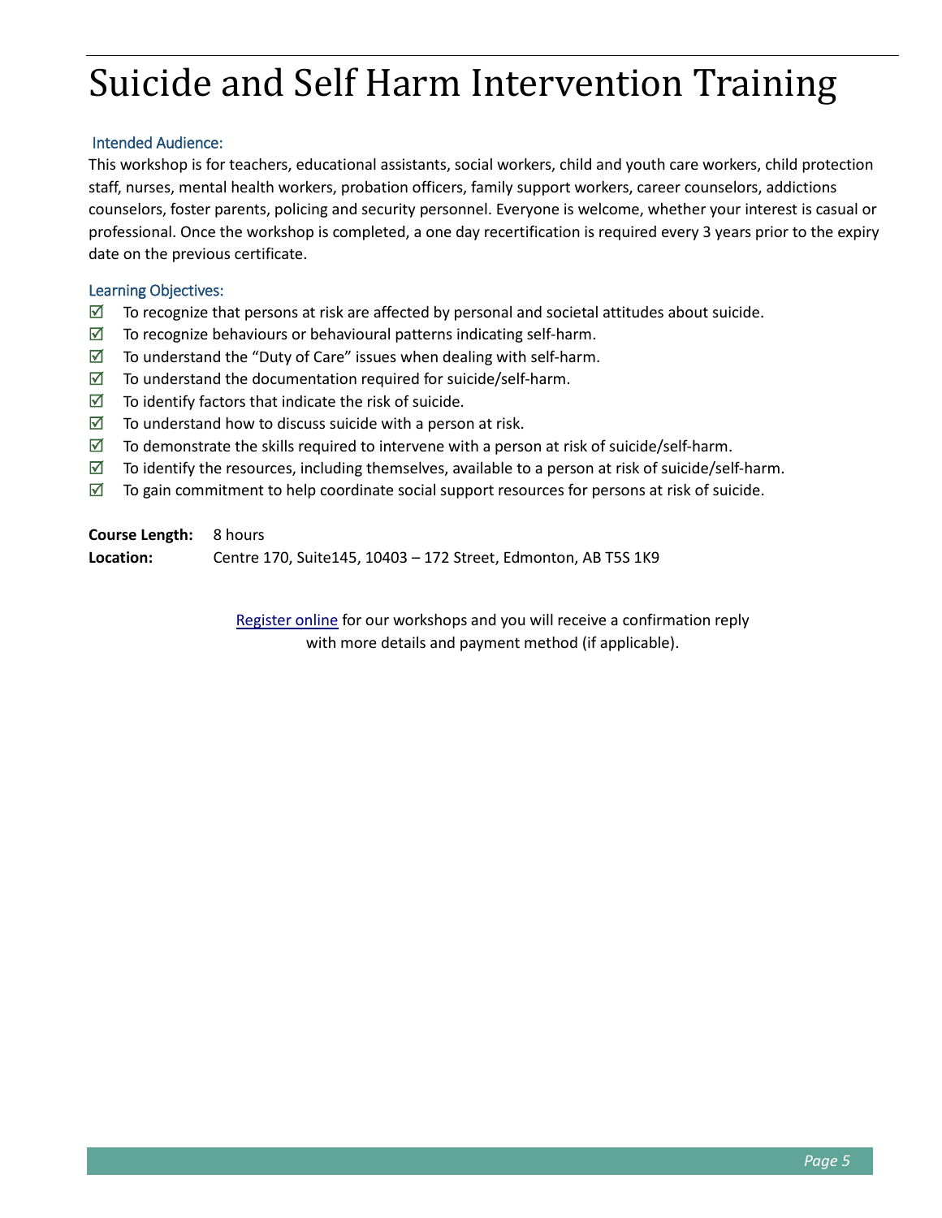# Suicide and Self Harm Intervention Training

### Intended Audience:

This workshop is for teachers, educational assistants, social workers, child and youth care workers, child protection staff, nurses, mental health workers, probation officers, family support workers, career counselors, addictions counselors, foster parents, policing and security personnel. Everyone is welcome, whether your interest is casual or professional. Once the workshop is completed, a one day recertification is required every 3 years prior to the expiry date on the previous certificate.

### Learning Objectives:

- ☑ To recognize that persons at risk are affected by personal and societal attitudes about suicide.
- ☑ To recognize behaviours or behavioural patterns indicating self-harm.
- ☑ To understand the "Duty of Care" issues when dealing with self-harm.
- ☑ To understand the documentation required for suicide/self-harm.
- ☑ To identify factors that indicate the risk of suicide.
- ☑ To understand how to discuss suicide with a person at risk.
- ☑ To demonstrate the skills required to intervene with a person at risk of suicide/self-harm.
- ☑ To identify the resources, including themselves, available to a person at risk of suicide/self-harm.
- ☑ To gain commitment to help coordinate social support resources for persons at risk of suicide.

**Course Length:** 8 hours

**Location:** Centre 170, Suite145, 10403 – 172 Street, Edmonton, AB T5S 1K9

Register online for our workshops and you will receive a confirmation reply with more details and payment method (if applicable).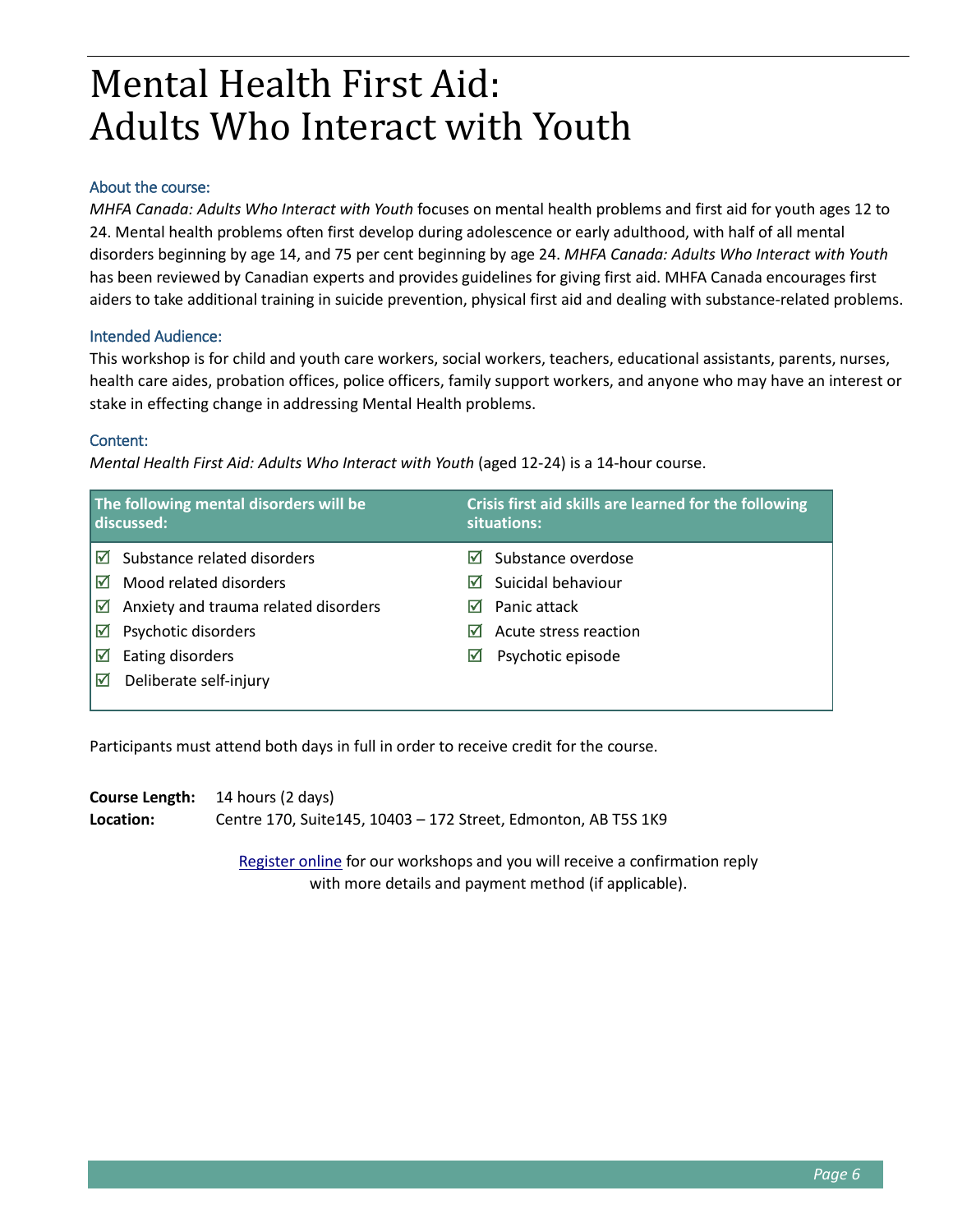# Mental Health First Aid: Adults Who Interact with Youth

### About the course:

*MHFA Canada: Adults Who Interact with Youth* focuses on mental health problems and first aid for youth ages 12 to 24. Mental health problems often first develop during adolescence or early adulthood, with half of all mental disorders beginning by age 14, and 75 per cent beginning by age 24. *MHFA Canada: Adults Who Interact with Youth* has been reviewed by Canadian experts and provides guidelines for giving first aid. MHFA Canada encourages first aiders to take additional training in suicide prevention, physical first aid and dealing with substance-related problems.

### Intended Audience:

This workshop is for child and youth care workers, social workers, teachers, educational assistants, parents, nurses, health care aides, probation offices, police officers, family support workers, and anyone who may have an interest or stake in effecting change in addressing Mental Health problems.

### Content:

*Mental Health First Aid: Adults Who Interact with Youth* (aged 12-24) is a 14-hour course.

| The following mental disorders will be discussed: | Crisis first aid skills are learned for the following situations: |
|---|---|
| ☑ Substance related disorders | ☑ Substance overdose |
| ☑ Mood related disorders | ☑ Suicidal behaviour |
| ☑ Anxiety and trauma related disorders | ☑ Panic attack |
| ☑ Psychotic disorders | ☑ Acute stress reaction |
| ☑ Eating disorders | ☑ Psychotic episode |
| ☑ Deliberate self-injury | |

Participants must attend both days in full in order to receive credit for the course.

**Course Length:** 14 hours (2 days)
**Location:** Centre 170, Suite145, 10403 – 172 Street, Edmonton, AB T5S 1K9

Register online for our workshops and you will receive a confirmation reply with more details and payment method (if applicable).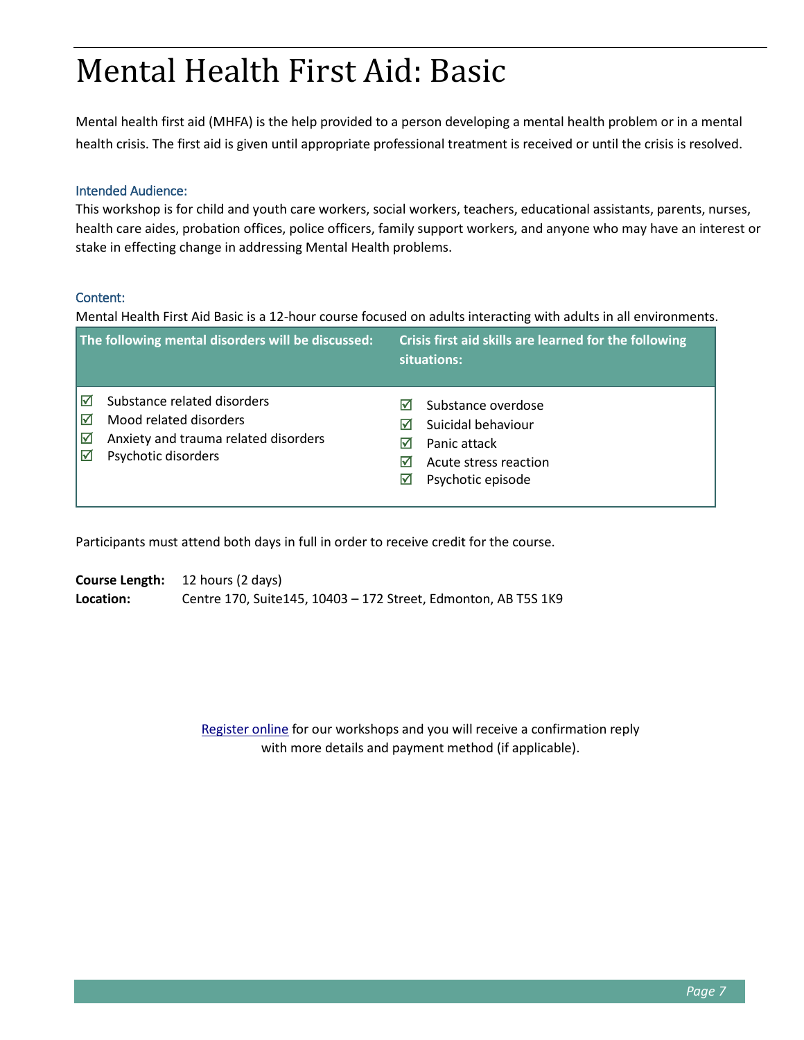# Mental Health First Aid: Basic

Mental health first aid (MHFA) is the help provided to a person developing a mental health problem or in a mental health crisis. The first aid is given until appropriate professional treatment is received or until the crisis is resolved.

### Intended Audience:

This workshop is for child and youth care workers, social workers, teachers, educational assistants, parents, nurses, health care aides, probation offices, police officers, family support workers, and anyone who may have an interest or stake in effecting change in addressing Mental Health problems.

### Content:

Mental Health First Aid Basic is a 12-hour course focused on adults interacting with adults in all environments.

| The following mental disorders will be discussed: | Crisis first aid skills are learned for the following situations: |
|---|---|
| ☑ Substance related disorders<br>☑ Mood related disorders<br>☑ Anxiety and trauma related disorders<br>☑ Psychotic disorders | ☑ Substance overdose<br>☑ Suicidal behaviour<br>☑ Panic attack<br>☑ Acute stress reaction<br>☑ Psychotic episode |

Participants must attend both days in full in order to receive credit for the course.

**Course Length:** 12 hours (2 days)
**Location:** Centre 170, Suite145, 10403 – 172 Street, Edmonton, AB T5S 1K9

Register online for our workshops and you will receive a confirmation reply with more details and payment method (if applicable).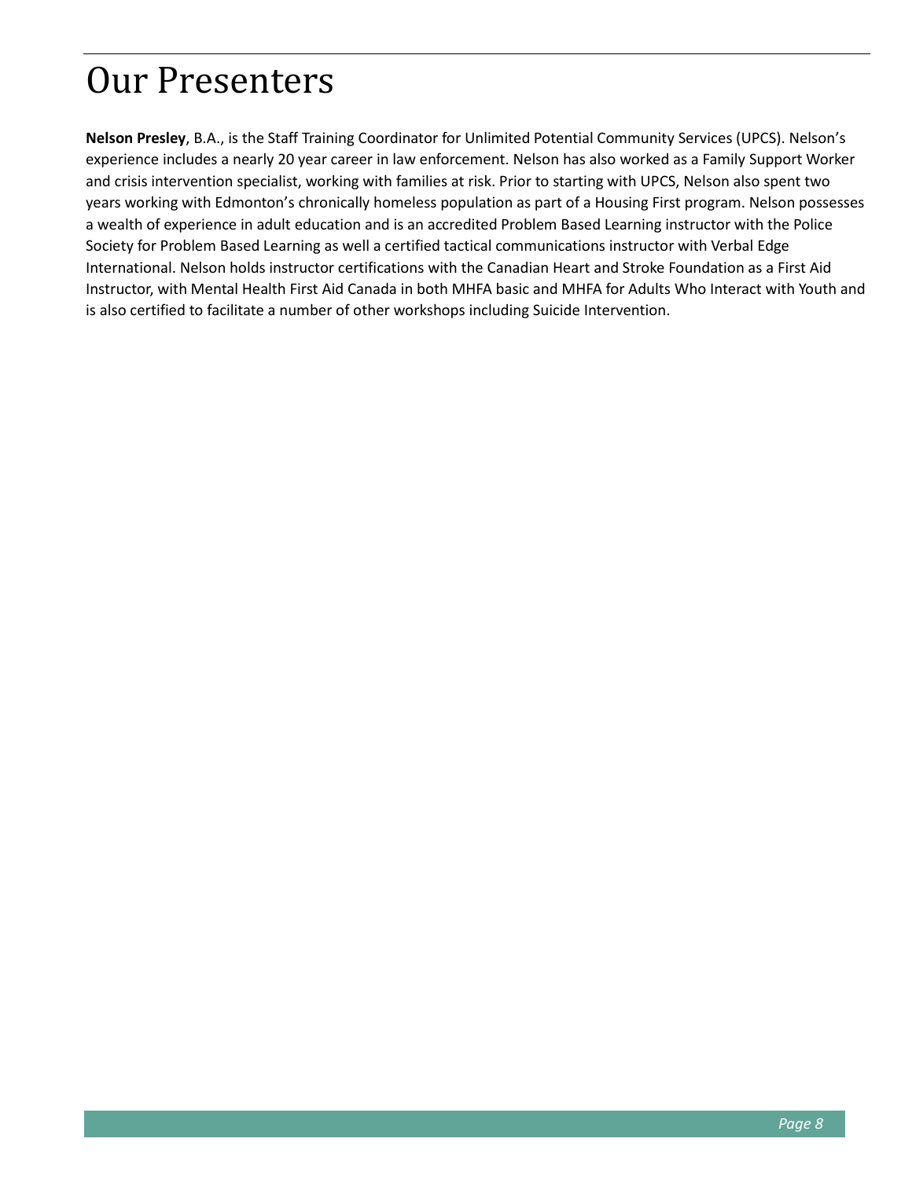# Our Presenters

**Nelson Presley**, B.A., is the Staff Training Coordinator for Unlimited Potential Community Services (UPCS). Nelson's experience includes a nearly 20 year career in law enforcement. Nelson has also worked as a Family Support Worker and crisis intervention specialist, working with families at risk. Prior to starting with UPCS, Nelson also spent two years working with Edmonton's chronically homeless population as part of a Housing First program. Nelson possesses a wealth of experience in adult education and is an accredited Problem Based Learning instructor with the Police Society for Problem Based Learning as well a certified tactical communications instructor with Verbal Edge International. Nelson holds instructor certifications with the Canadian Heart and Stroke Foundation as a First Aid Instructor, with Mental Health First Aid Canada in both MHFA basic and MHFA for Adults Who Interact with Youth and is also certified to facilitate a number of other workshops including Suicide Intervention.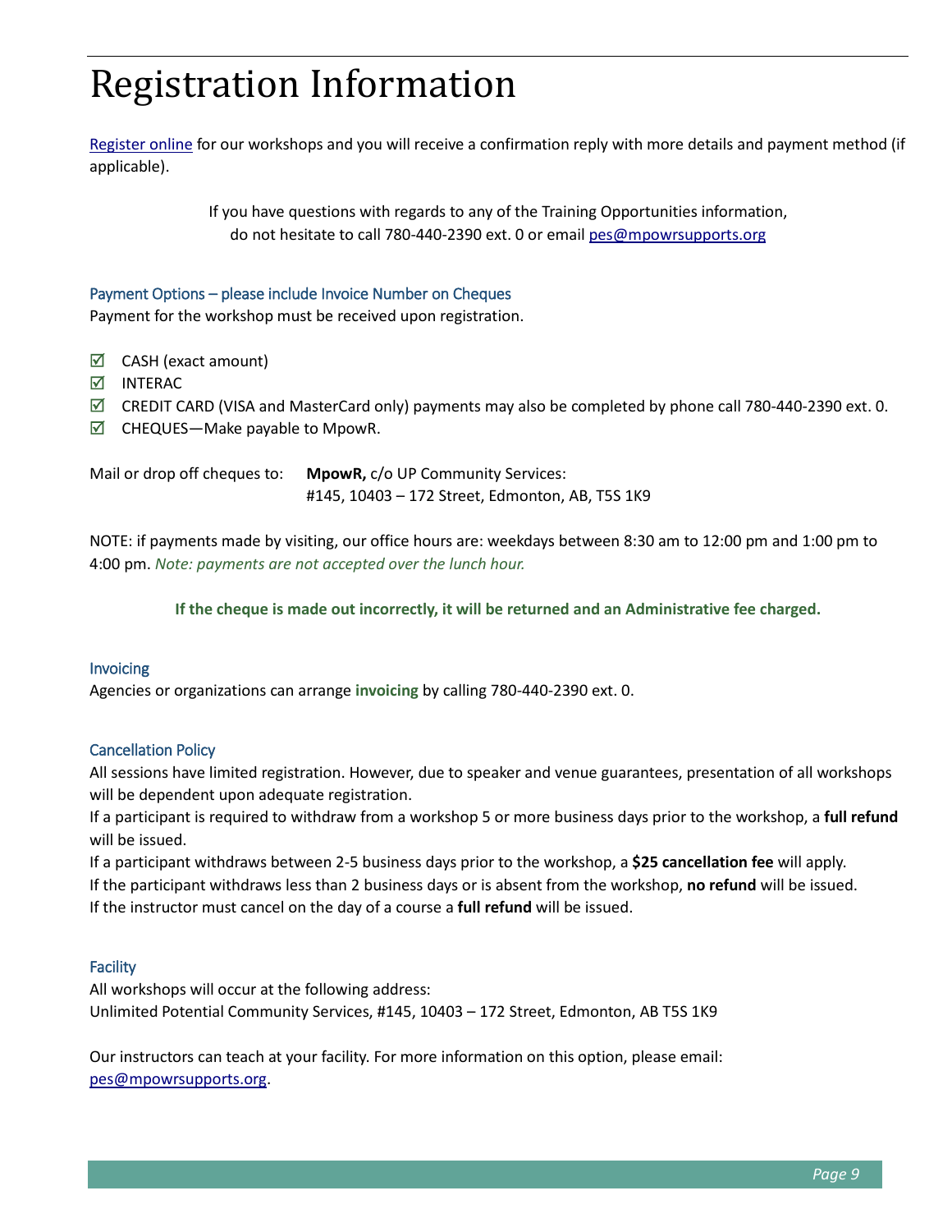# Registration Information

Register online for our workshops and you will receive a confirmation reply with more details and payment method (if applicable).

If you have questions with regards to any of the Training Opportunities information, do not hesitate to call 780-440-2390 ext. 0 or email pes@mpowrsupports.org

### Payment Options – please include Invoice Number on Cheques

Payment for the workshop must be received upon registration.

- ☑ CASH (exact amount)
- ☑ INTERAC
- ☑ CREDIT CARD (VISA and MasterCard only) payments may also be completed by phone call 780-440-2390 ext. 0.
- ☑ CHEQUES—Make payable to MpowR.

Mail or drop off cheques to: **MpowR,** c/o UP Community Services:
#145, 10403 – 172 Street, Edmonton, AB, T5S 1K9

NOTE: if payments made by visiting, our office hours are: weekdays between 8:30 am to 12:00 pm and 1:00 pm to 4:00 pm. *Note: payments are not accepted over the lunch hour.*

**If the cheque is made out incorrectly, it will be returned and an Administrative fee charged.**

### Invoicing

Agencies or organizations can arrange **invoicing** by calling 780-440-2390 ext. 0.

### Cancellation Policy

All sessions have limited registration. However, due to speaker and venue guarantees, presentation of all workshops will be dependent upon adequate registration.

If a participant is required to withdraw from a workshop 5 or more business days prior to the workshop, a **full refund** will be issued.

If a participant withdraws between 2-5 business days prior to the workshop, a **$25 cancellation fee** will apply.

If the participant withdraws less than 2 business days or is absent from the workshop, **no refund** will be issued.

If the instructor must cancel on the day of a course a **full refund** will be issued.

### Facility

All workshops will occur at the following address:
Unlimited Potential Community Services, #145, 10403 – 172 Street, Edmonton, AB T5S 1K9

Our instructors can teach at your facility. For more information on this option, please email: pes@mpowrsupports.org.